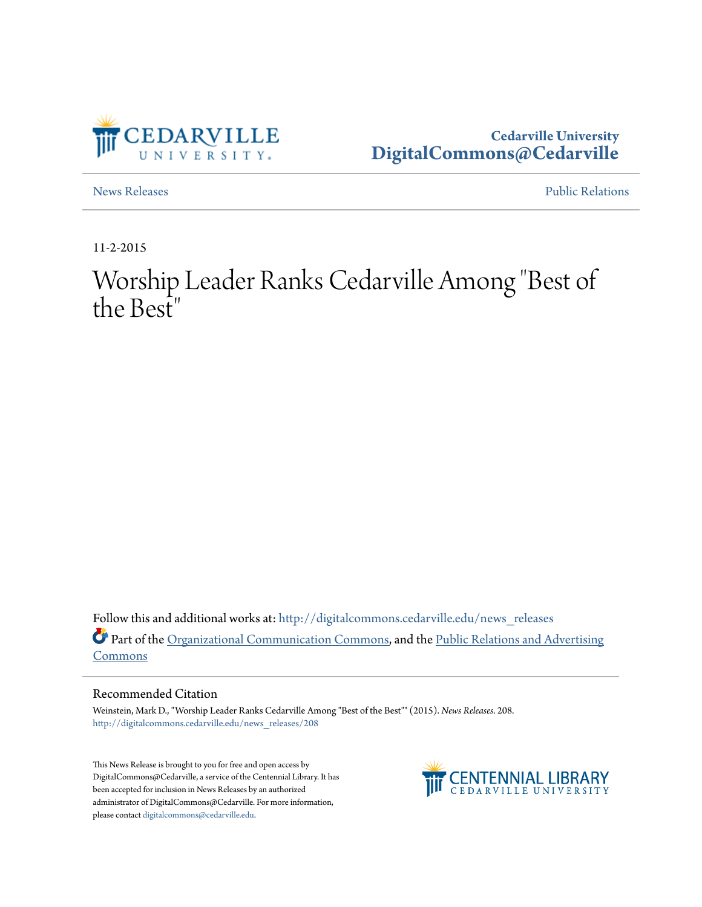Cedarville University
DigitalCommons@Cedarville

News Releases | Public Relations

11-2-2015

# Worship Leader Ranks Cedarville Among "Best of the Best"

Follow this and additional works at: http://digitalcommons.cedarville.edu/news_releases

Part of the Organizational Communication Commons, and the Public Relations and Advertising Commons

## Recommended Citation

Weinstein, Mark D., "Worship Leader Ranks Cedarville Among "Best of the Best"" (2015). *News Releases*. 208.
http://digitalcommons.cedarville.edu/news_releases/208

This News Release is brought to you for free and open access by DigitalCommons@Cedarville, a service of the Centennial Library. It has been accepted for inclusion in News Releases by an authorized administrator of DigitalCommons@Cedarville. For more information, please contact digitalcommons@cedarville.edu.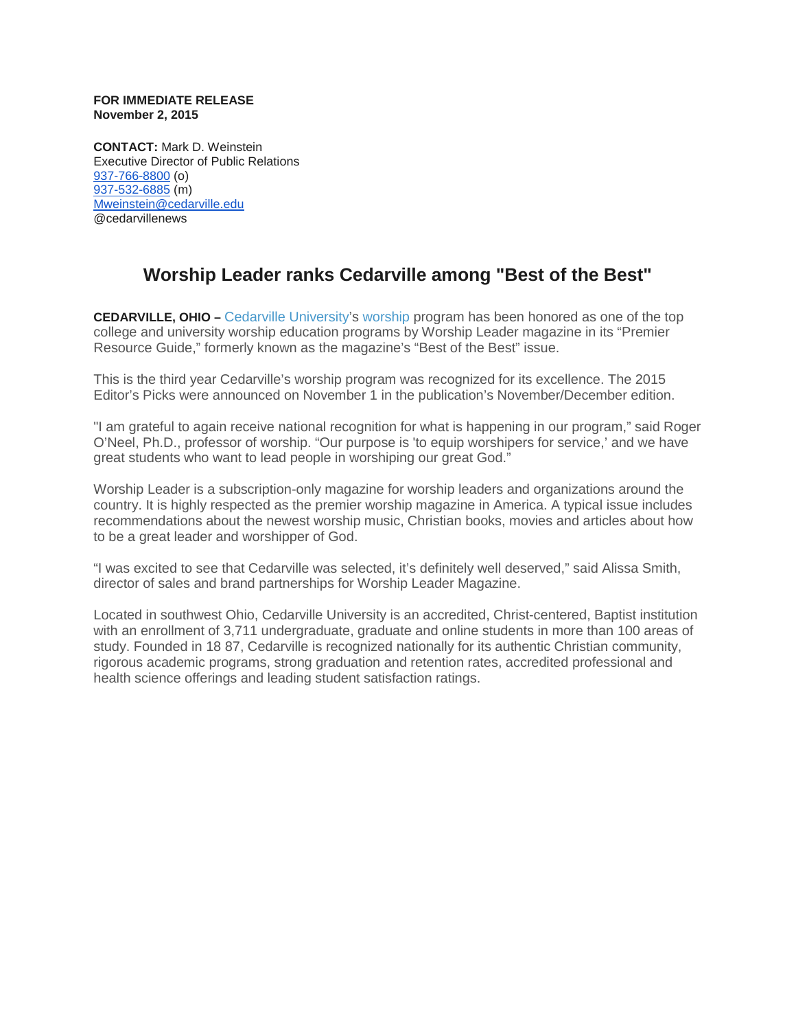**FOR IMMEDIATE RELEASE**
**November 2, 2015**

**CONTACT:** Mark D. Weinstein
Executive Director of Public Relations
937-766-8800 (o)
937-532-6885 (m)
Mweinstein@cedarville.edu
@cedarvillenews

# Worship Leader ranks Cedarville among "Best of the Best"

**CEDARVILLE, OHIO –** Cedarville University's worship program has been honored as one of the top college and university worship education programs by Worship Leader magazine in its "Premier Resource Guide," formerly known as the magazine's "Best of the Best" issue.

This is the third year Cedarville's worship program was recognized for its excellence. The 2015 Editor's Picks were announced on November 1 in the publication's November/December edition.

"I am grateful to again receive national recognition for what is happening in our program," said Roger O'Neel, Ph.D., professor of worship. "Our purpose is 'to equip worshipers for service,' and we have great students who want to lead people in worshiping our great God."

Worship Leader is a subscription-only magazine for worship leaders and organizations around the country. It is highly respected as the premier worship magazine in America. A typical issue includes recommendations about the newest worship music, Christian books, movies and articles about how to be a great leader and worshipper of God.

"I was excited to see that Cedarville was selected, it's definitely well deserved," said Alissa Smith, director of sales and brand partnerships for Worship Leader Magazine.

Located in southwest Ohio, Cedarville University is an accredited, Christ-centered, Baptist institution with an enrollment of 3,711 undergraduate, graduate and online students in more than 100 areas of study. Founded in 18 87, Cedarville is recognized nationally for its authentic Christian community, rigorous academic programs, strong graduation and retention rates, accredited professional and health science offerings and leading student satisfaction ratings.